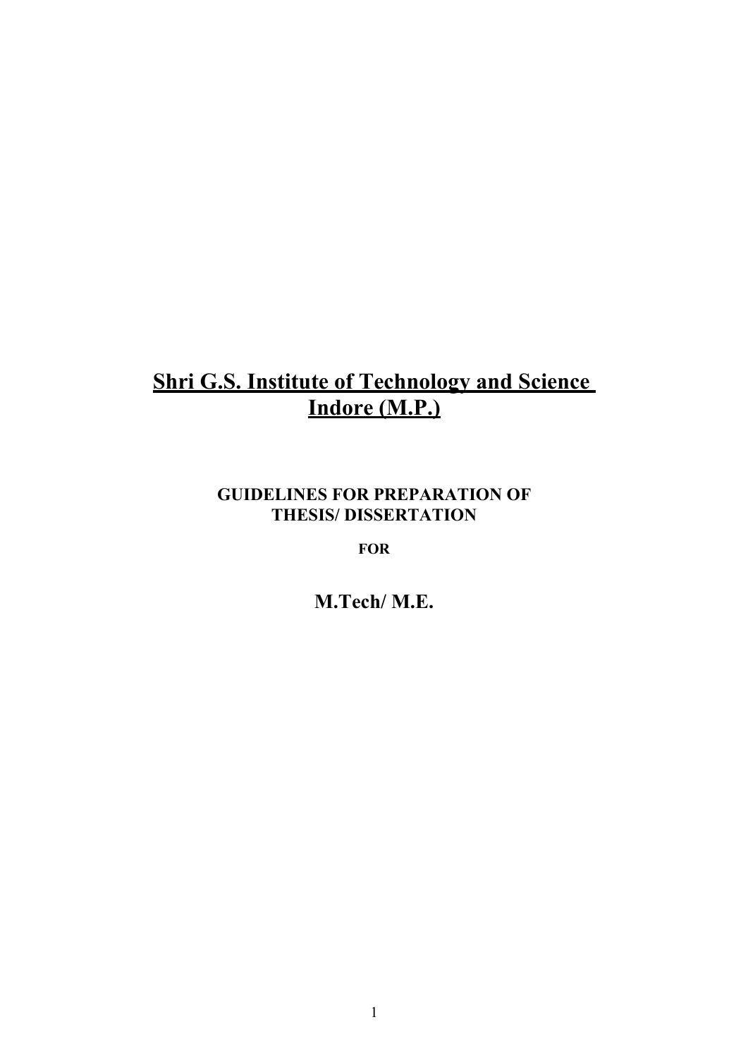# Shri G.S. Institute of Technology and Science Indore (M.P.)

**GUIDELINES FOR PREPARATION OF THESIS/ DISSERTATION**

**FOR**

## M.Tech/ M.E.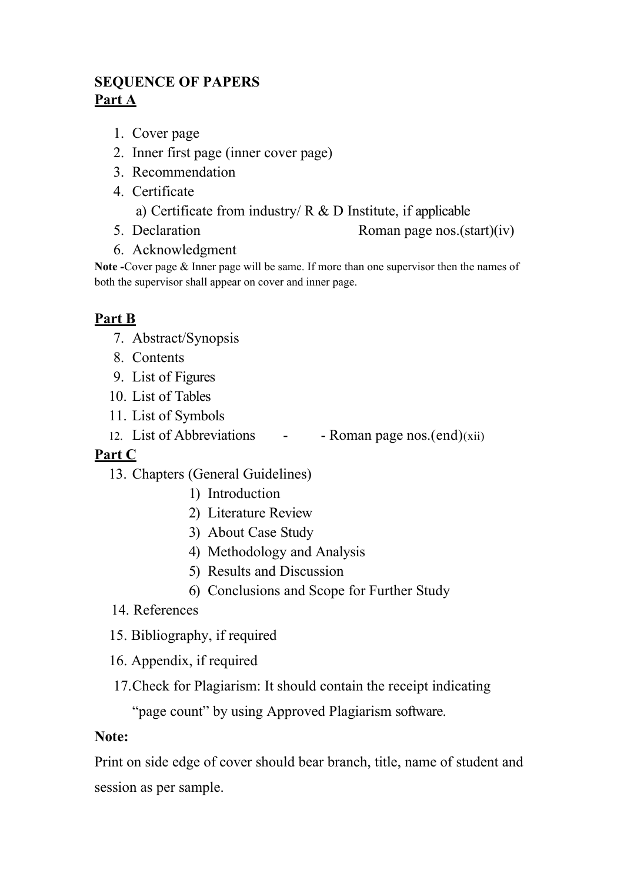**SEQUENCE OF PAPERS**

**Part A**

1. Cover page
2. Inner first page (inner cover page)
3. Recommendation
4. Certificate
   a) Certificate from industry/ R & D Institute, if applicable
5. Declaration Roman page nos.(start)(iv)
6. Acknowledgment

**Note -**Cover page & Inner page will be same. If more than one supervisor then the names of both the supervisor shall appear on cover and inner page.

**Part B**

7. Abstract/Synopsis
8. Contents
9. List of Figures
10. List of Tables
11. List of Symbols
12. List of Abbreviations - - Roman page nos.(end)(xii)

**Part C**

13. Chapters (General Guidelines)
    1) Introduction
    2) Literature Review
    3) About Case Study
    4) Methodology and Analysis
    5) Results and Discussion
    6) Conclusions and Scope for Further Study
14. References
15. Bibliography, if required
16. Appendix, if required
17. Check for Plagiarism: It should contain the receipt indicating "page count" by using Approved Plagiarism software.

**Note:**

Print on side edge of cover should bear branch, title, name of student and session as per sample.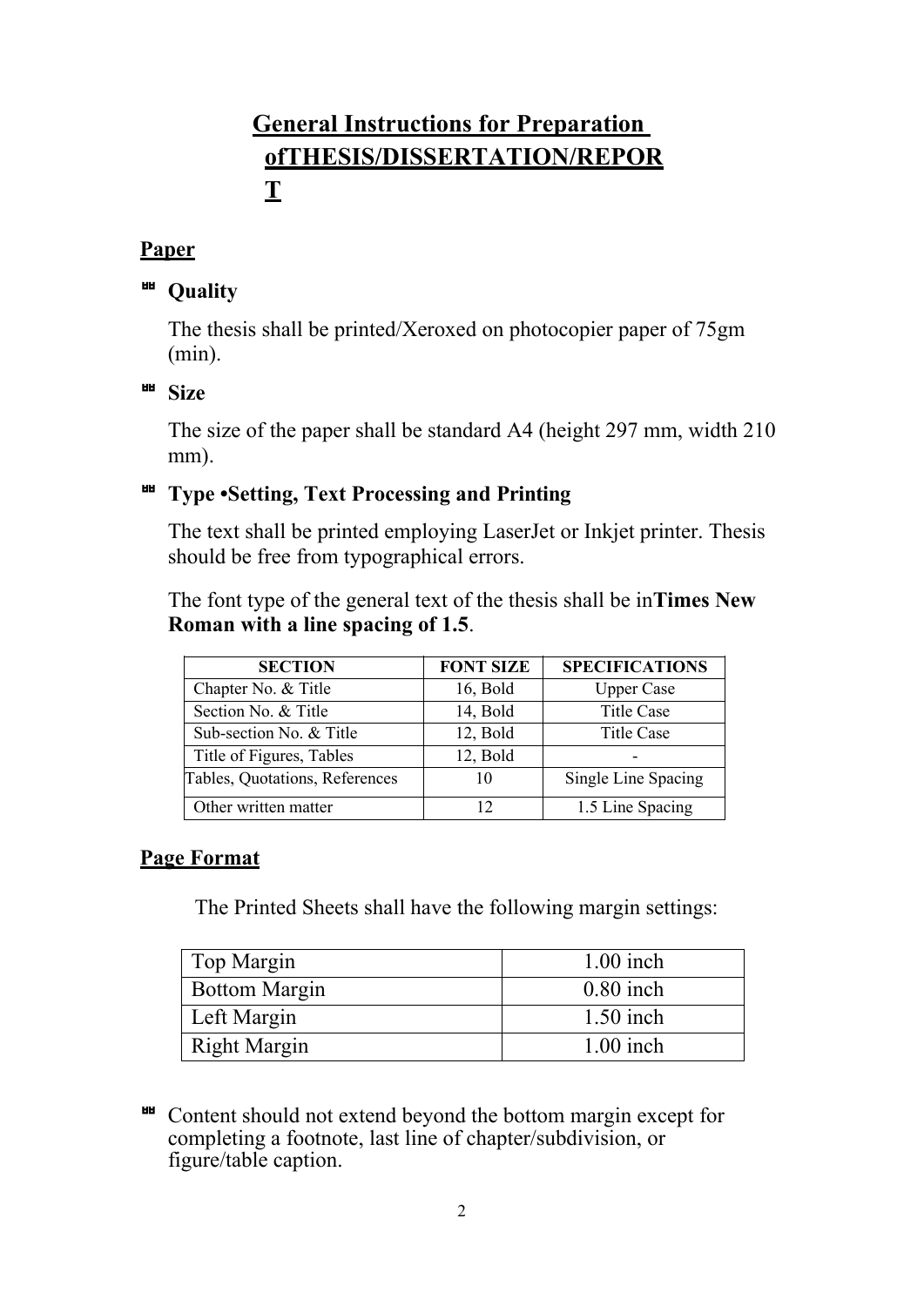# General Instructions for Preparation ofTHESIS/DISSERTATION/REPORT

## Paper

- **Quality**

  The thesis shall be printed/Xeroxed on photocopier paper of 75gm (min).

- **Size**

  The size of the paper shall be standard A4 (height 297 mm, width 210 mm).

- **Type •Setting, Text Processing and Printing**

  The text shall be printed employing LaserJet or Inkjet printer. Thesis should be free from typographical errors.

  The font type of the general text of the thesis shall be in**Times New Roman with a line spacing of 1.5**.

| SECTION | FONT SIZE | SPECIFICATIONS |
|---|---|---|
| Chapter No. & Title | 16, Bold | Upper Case |
| Section No. & Title | 14, Bold | Title Case |
| Sub-section No. & Title | 12, Bold | Title Case |
| Title of Figures, Tables | 12, Bold | - |
| Tables, Quotations, References | 10 | Single Line Spacing |
| Other written matter | 12 | 1.5 Line Spacing |

## Page Format

The Printed Sheets shall have the following margin settings:

| Top Margin | 1.00 inch |
|---|---|
| Bottom Margin | 0.80 inch |
| Left Margin | 1.50 inch |
| Right Margin | 1.00 inch |

- Content should not extend beyond the bottom margin except for completing a footnote, last line of chapter/subdivision, or figure/table caption.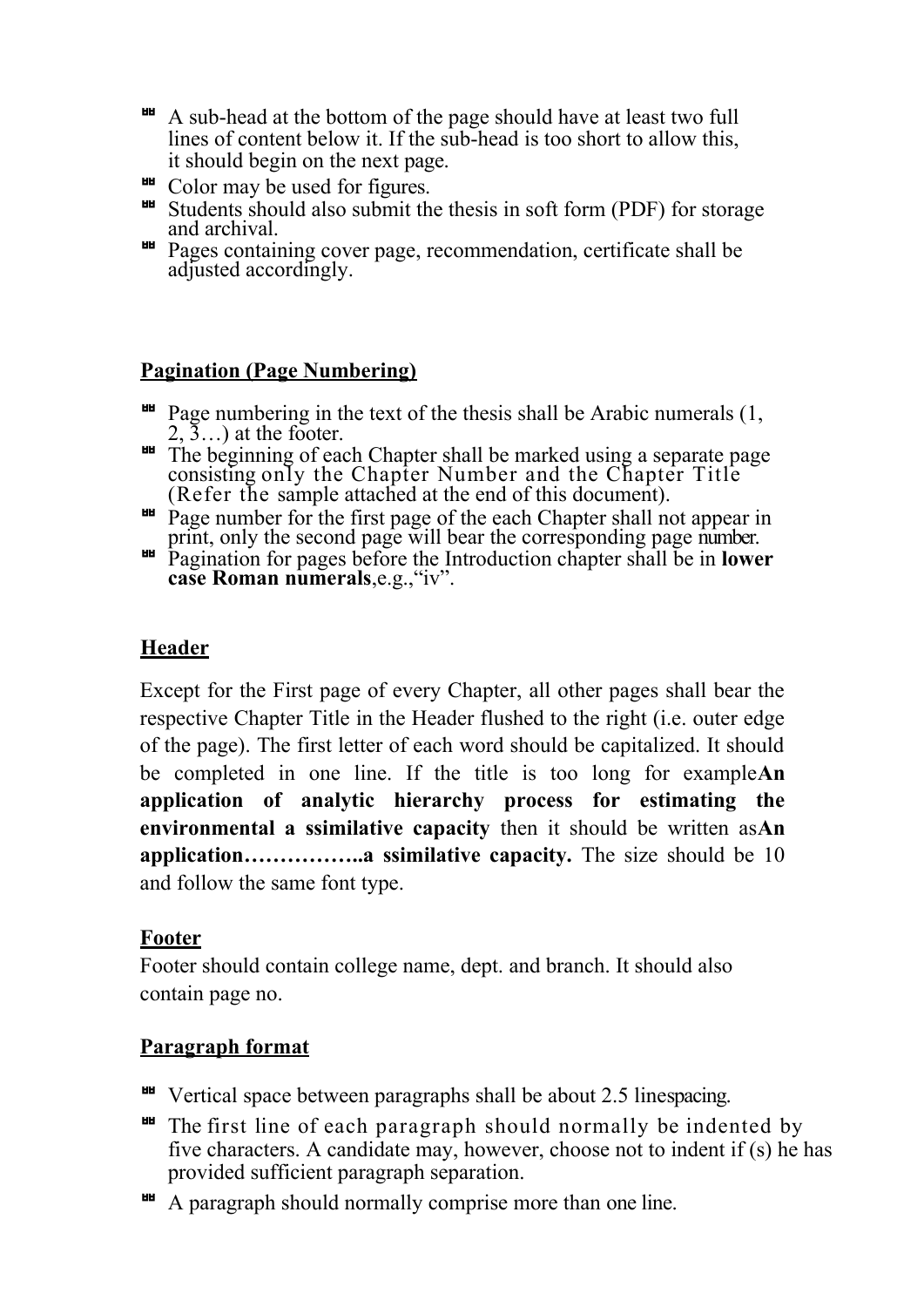- A sub-head at the bottom of the page should have at least two full lines of content below it. If the sub-head is too short to allow this, it should begin on the next page.
- Color may be used for figures.
- Students should also submit the thesis in soft form (PDF) for storage and archival.
- Pages containing cover page, recommendation, certificate shall be adjusted accordingly.

## Pagination (Page Numbering)

- Page numbering in the text of the thesis shall be Arabic numerals (1, 2, 3…) at the footer.
- The beginning of each Chapter shall be marked using a separate page consisting only the Chapter Number and the Chapter Title (Refer the sample attached at the end of this document).
- Page number for the first page of the each Chapter shall not appear in print, only the second page will bear the corresponding page number.
- Pagination for pages before the Introduction chapter shall be in **lower case Roman numerals**,e.g.,"iv".

## Header

Except for the First page of every Chapter, all other pages shall bear the respective Chapter Title in the Header flushed to the right (i.e. outer edge of the page). The first letter of each word should be capitalized. It should be completed in one line. If the title is too long for example**An application of analytic hierarchy process for estimating the environmental a ssimilative capacity** then it should be written as**An application……………..a ssimilative capacity.** The size should be 10 and follow the same font type.

## Footer

Footer should contain college name, dept. and branch. It should also contain page no.

## Paragraph format

- Vertical space between paragraphs shall be about 2.5 linespacing.
- The first line of each paragraph should normally be indented by five characters. A candidate may, however, choose not to indent if (s) he has provided sufficient paragraph separation.
- A paragraph should normally comprise more than one line.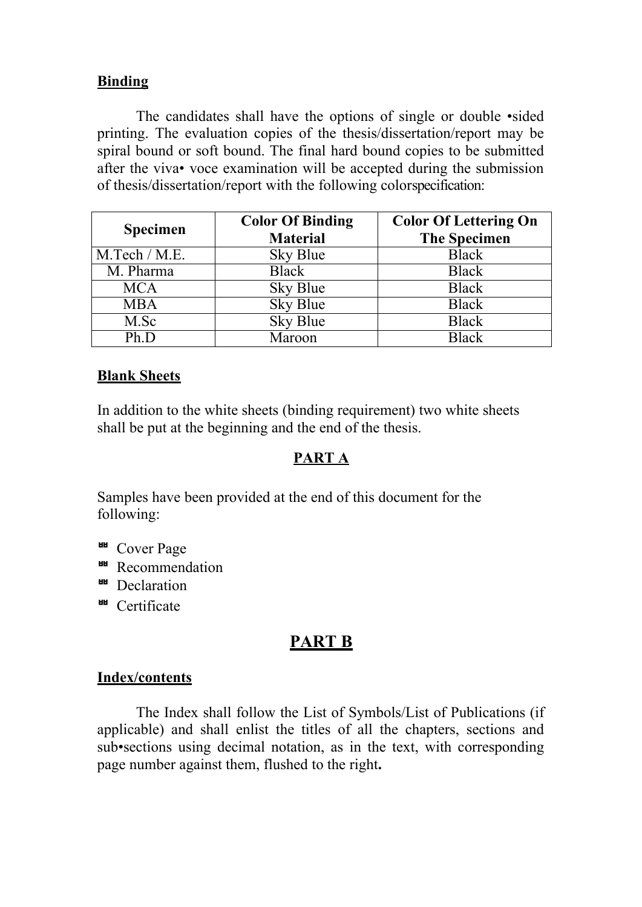**Binding**

The candidates shall have the options of single or double •sided printing. The evaluation copies of the thesis/dissertation/report may be spiral bound or soft bound. The final hard bound copies to be submitted after the viva• voce examination will be accepted during the submission of thesis/dissertation/report with the following colorspecification:

| Specimen | Color Of Binding Material | Color Of Lettering On The Specimen |
|---|---|---|
| M.Tech / M.E. | Sky Blue | Black |
| M. Pharma | Black | Black |
| MCA | Sky Blue | Black |
| MBA | Sky Blue | Black |
| M.Sc | Sky Blue | Black |
| Ph.D | Maroon | Black |

**Blank Sheets**

In addition to the white sheets (binding requirement) two white sheets shall be put at the beginning and the end of the thesis.

## PART A

Samples have been provided at the end of this document for the following:

- Cover Page
- Recommendation
- Declaration
- Certificate

## PART B

**Index/contents**

The Index shall follow the List of Symbols/List of Publications (if applicable) and shall enlist the titles of all the chapters, sections and sub•sections using decimal notation, as in the text, with corresponding page number against them, flushed to the right**.**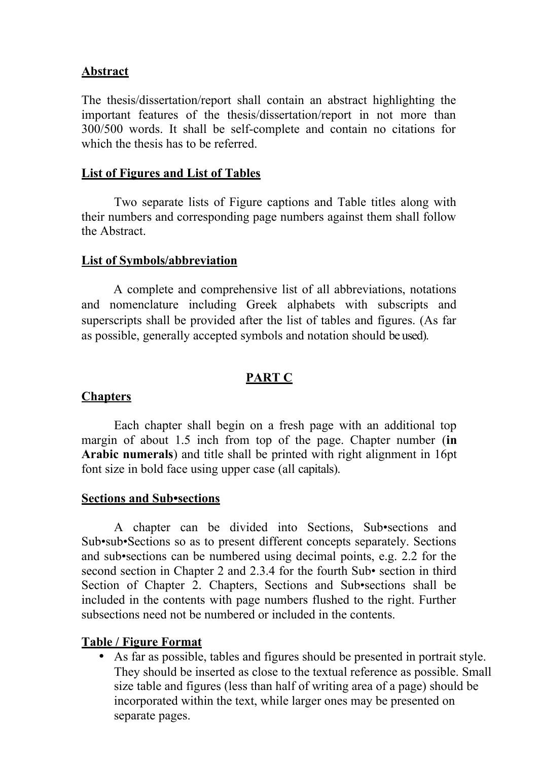**Abstract**

The thesis/dissertation/report shall contain an abstract highlighting the important features of the thesis/dissertation/report in not more than 300/500 words. It shall be self-complete and contain no citations for which the thesis has to be referred.

**List of Figures and List of Tables**

Two separate lists of Figure captions and Table titles along with their numbers and corresponding page numbers against them shall follow the Abstract.

**List of Symbols/abbreviation**

A complete and comprehensive list of all abbreviations, notations and nomenclature including Greek alphabets with subscripts and superscripts shall be provided after the list of tables and figures. (As far as possible, generally accepted symbols and notation should be used).

## PART C

**Chapters**

Each chapter shall begin on a fresh page with an additional top margin of about 1.5 inch from top of the page. Chapter number (**in Arabic numerals**) and title shall be printed with right alignment in 16pt font size in bold face using upper case (all capitals).

**Sections and Sub•sections**

A chapter can be divided into Sections, Sub•sections and Sub•sub•Sections so as to present different concepts separately. Sections and sub•sections can be numbered using decimal points, e.g. 2.2 for the second section in Chapter 2 and 2.3.4 for the fourth Sub• section in third Section of Chapter 2. Chapters, Sections and Sub•sections shall be included in the contents with page numbers flushed to the right. Further subsections need not be numbered or included in the contents.

**Table / Figure Format**

- As far as possible, tables and figures should be presented in portrait style. They should be inserted as close to the textual reference as possible. Small size table and figures (less than half of writing area of a page) should be incorporated within the text, while larger ones may be presented on separate pages.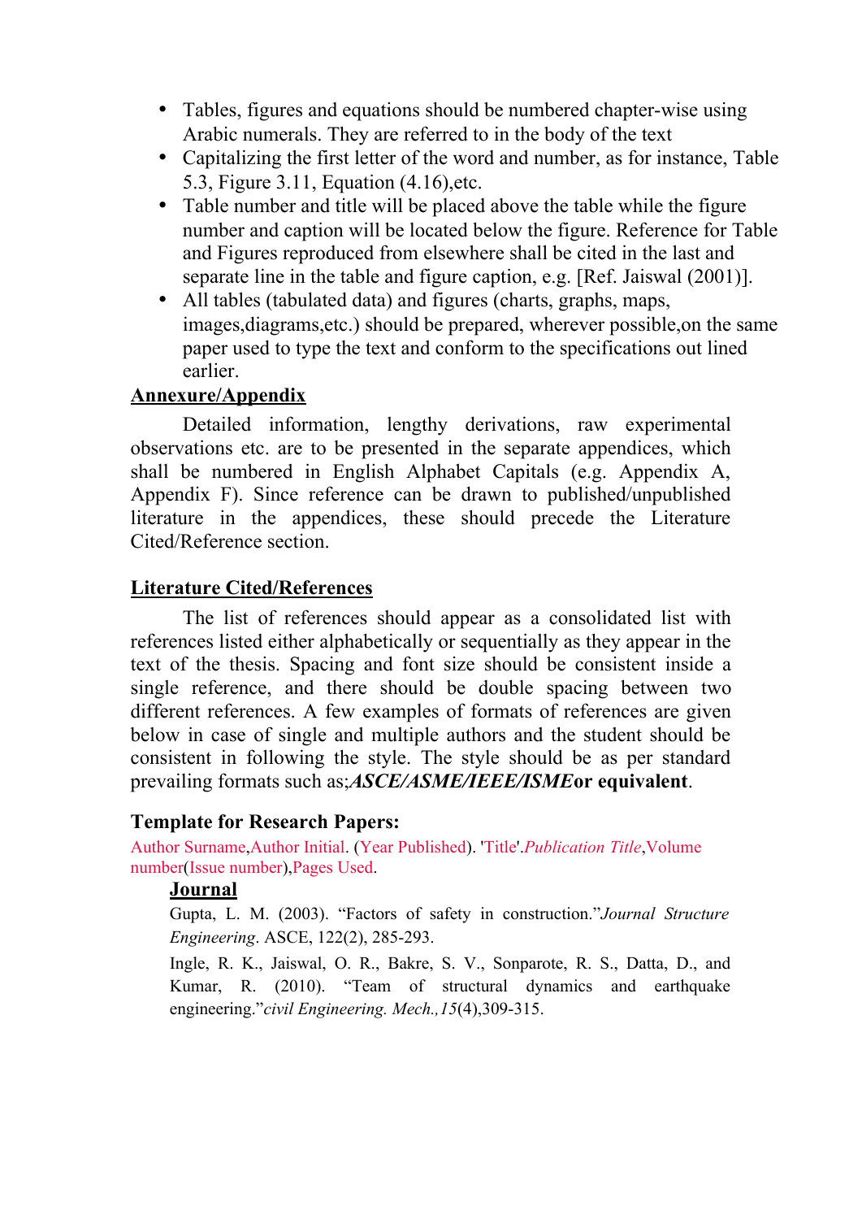- Tables, figures and equations should be numbered chapter-wise using Arabic numerals. They are referred to in the body of the text
- Capitalizing the first letter of the word and number, as for instance, Table 5.3, Figure 3.11, Equation (4.16),etc.
- Table number and title will be placed above the table while the figure number and caption will be located below the figure. Reference for Table and Figures reproduced from elsewhere shall be cited in the last and separate line in the table and figure caption, e.g. [Ref. Jaiswal (2001)].
- All tables (tabulated data) and figures (charts, graphs, maps, images,diagrams,etc.) should be prepared, wherever possible,on the same paper used to type the text and conform to the specifications out lined earlier.

## Annexure/Appendix

Detailed information, lengthy derivations, raw experimental observations etc. are to be presented in the separate appendices, which shall be numbered in English Alphabet Capitals (e.g. Appendix A, Appendix F). Since reference can be drawn to published/unpublished literature in the appendices, these should precede the Literature Cited/Reference section.

## Literature Cited/References

The list of references should appear as a consolidated list with references listed either alphabetically or sequentially as they appear in the text of the thesis. Spacing and font size should be consistent inside a single reference, and there should be double spacing between two different references. A few examples of formats of references are given below in case of single and multiple authors and the student should be consistent in following the style. The style should be as per standard prevailing formats such as;***ASCE/ASME/IEEE/ISME*****or equivalent**.

### Template for Research Papers:

Author Surname,Author Initial. (Year Published). 'Title'.*Publication Title*,Volume number(Issue number),Pages Used.

#### Journal

Gupta, L. M. (2003). “Factors of safety in construction.”*Journal Structure Engineering*. ASCE, 122(2), 285-293.

Ingle, R. K., Jaiswal, O. R., Bakre, S. V., Sonparote, R. S., Datta, D., and Kumar, R. (2010). “Team of structural dynamics and earthquake engineering.”*civil Engineering. Mech.,15*(4),309-315.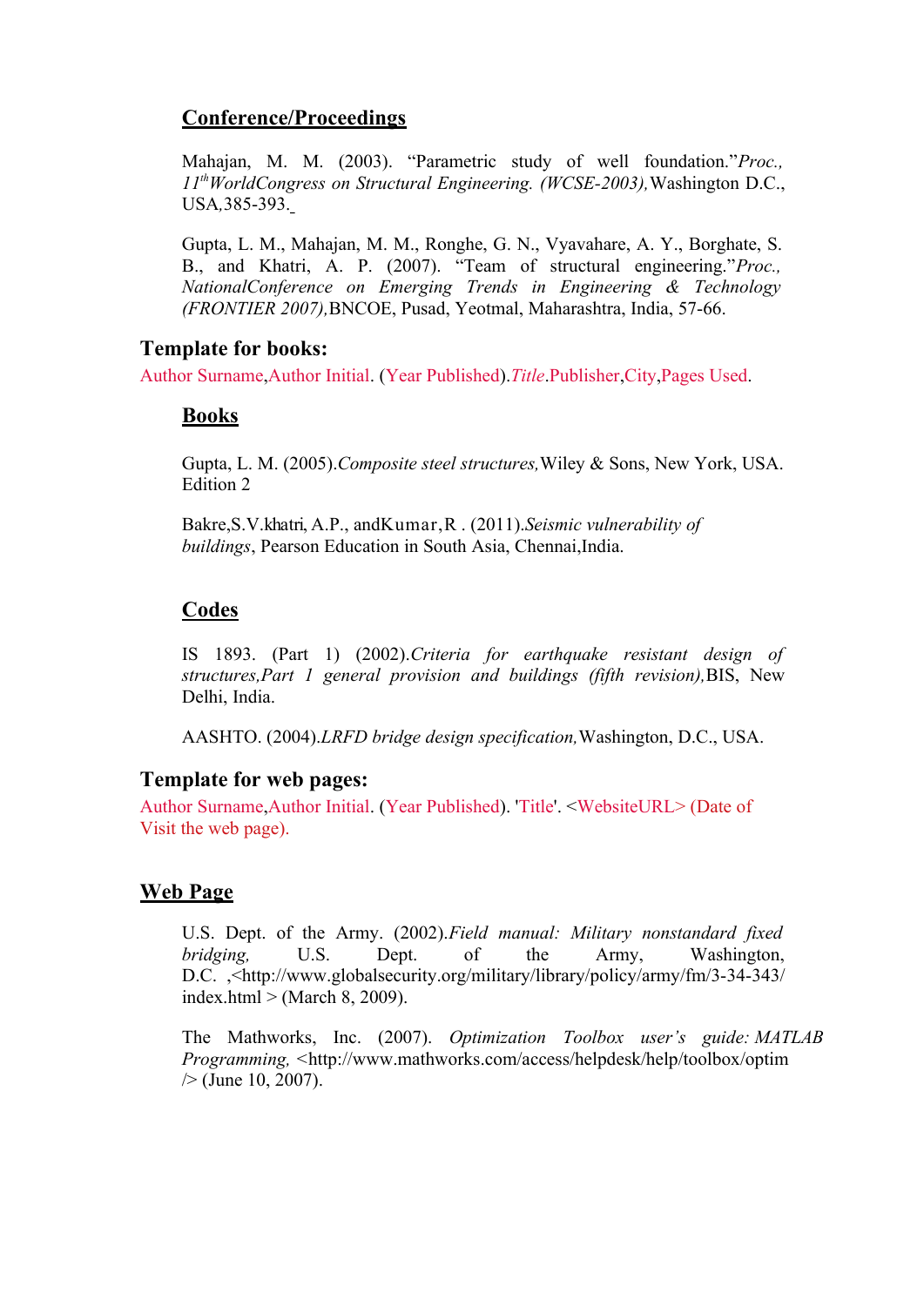## Conference/Proceedings

Mahajan, M. M. (2003). "Parametric study of well foundation."*Proc., 11th WorldCongress on Structural Engineering. (WCSE-2003),* Washington D.C., USA,385-393.

Gupta, L. M., Mahajan, M. M., Ronghe, G. N., Vyavahare, A. Y., Borghate, S. B., and Khatri, A. P. (2007). "Team of structural engineering."*Proc., NationalConference on Emerging Trends in Engineering & Technology (FRONTIER 2007),*BNCOE, Pusad, Yeotmal, Maharashtra, India, 57-66.

### Template for books:

Author Surname,Author Initial. (Year Published).*Title*.Publisher,City,Pages Used.

## Books

Gupta, L. M. (2005).*Composite steel structures,*Wiley & Sons, New York, USA. Edition 2

Bakre,S.V.khatri, A.P., andKumar,R . (2011).*Seismic vulnerability of buildings*, Pearson Education in South Asia, Chennai,India.

## Codes

IS 1893. (Part 1) (2002).*Criteria for earthquake resistant design of structures,Part 1 general provision and buildings (fifth revision),*BIS, New Delhi, India.

AASHTO. (2004).*LRFD bridge design specification,*Washington, D.C., USA.

### Template for web pages:

Author Surname,Author Initial. (Year Published). 'Title'. <WebsiteURL> (Date of Visit the web page).

## Web Page

U.S. Dept. of the Army. (2002).*Field manual: Military nonstandard fixed bridging,* U.S. Dept. of the Army, Washington, D.C. ,<http://www.globalsecurity.org/military/library/policy/army/fm/3-34-343/index.html > (March 8, 2009).

The Mathworks, Inc. (2007). *Optimization Toolbox user's guide: MATLAB Programming,* <http://www.mathworks.com/access/helpdesk/help/toolbox/optim/> (June 10, 2007).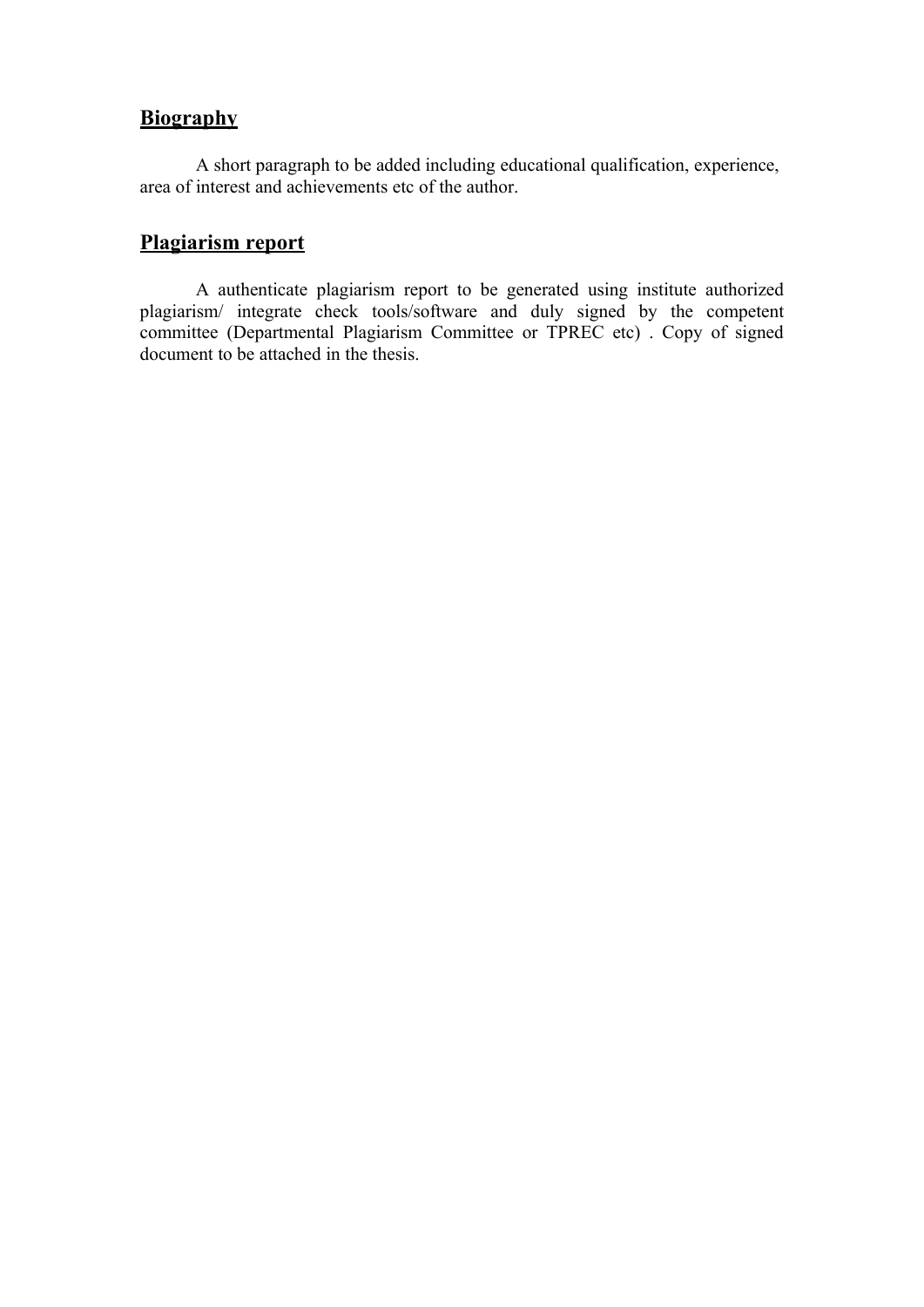## **Biography**

A short paragraph to be added including educational qualification, experience, area of interest and achievements etc of the author.

## **Plagiarism report**

A authenticate plagiarism report to be generated using institute authorized plagiarism/ integrate check tools/software and duly signed by the competent committee (Departmental Plagiarism Committee or TPREC etc) . Copy of signed document to be attached in the thesis.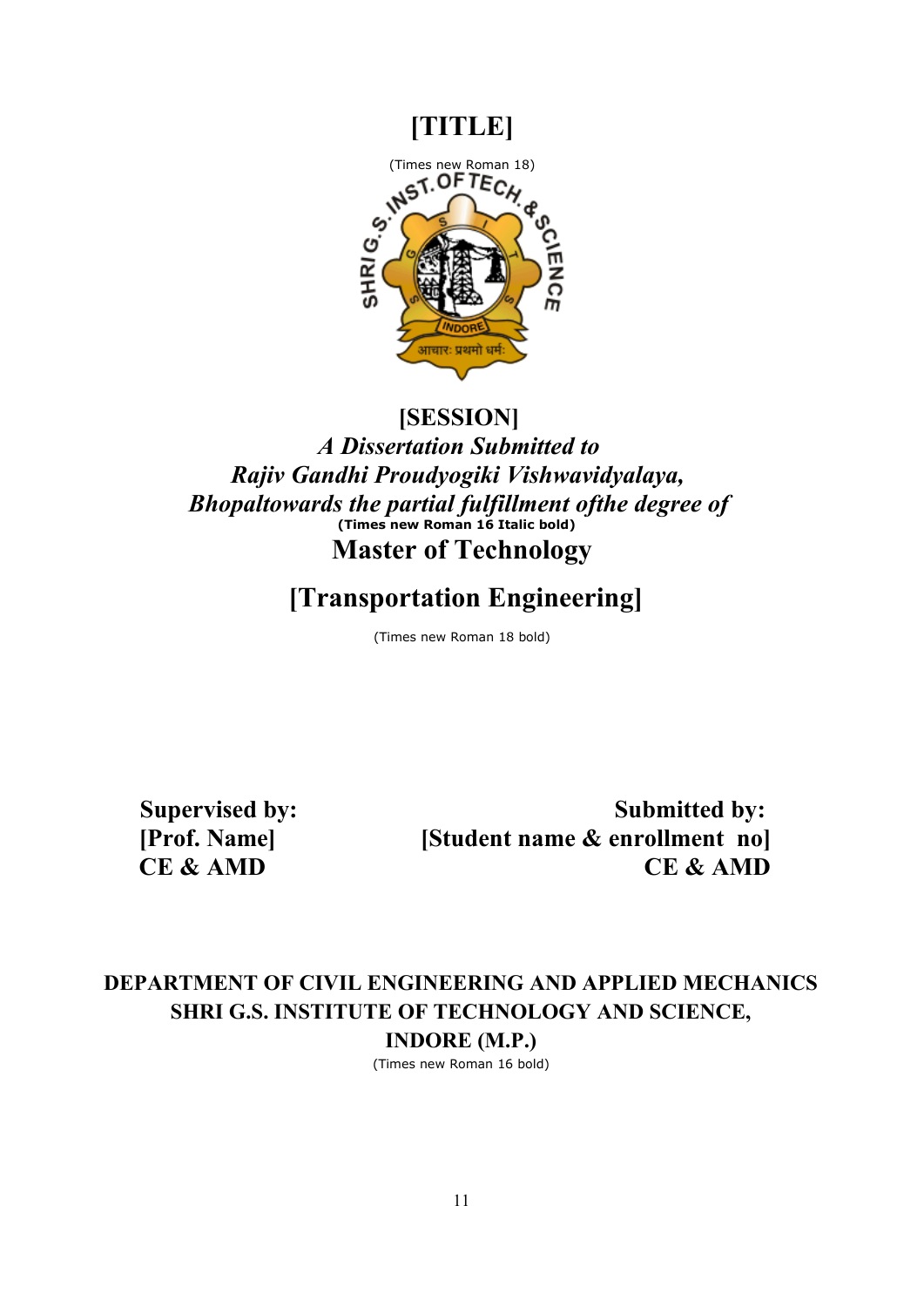# [TITLE]

(Times new Roman 18)

**[SESSION]**

***A Dissertation Submitted to***
***Rajiv Gandhi Proudyogiki Vishwavidyalaya,***
***Bhopaltowards the partial fulfillment ofthe degree of***

**(Times new Roman 16 Italic bold)**

**Master of Technology**

**[Transportation Engineering]**

(Times new Roman 18 bold)

**Supervised by:**
**[Prof. Name]**
**CE & AMD**

**Submitted by:**
**[Student name & enrollment no]**
**CE & AMD**

**DEPARTMENT OF CIVIL ENGINEERING AND APPLIED MECHANICS**
**SHRI G.S. INSTITUTE OF TECHNOLOGY AND SCIENCE,**
**INDORE (M.P.)**

(Times new Roman 16 bold)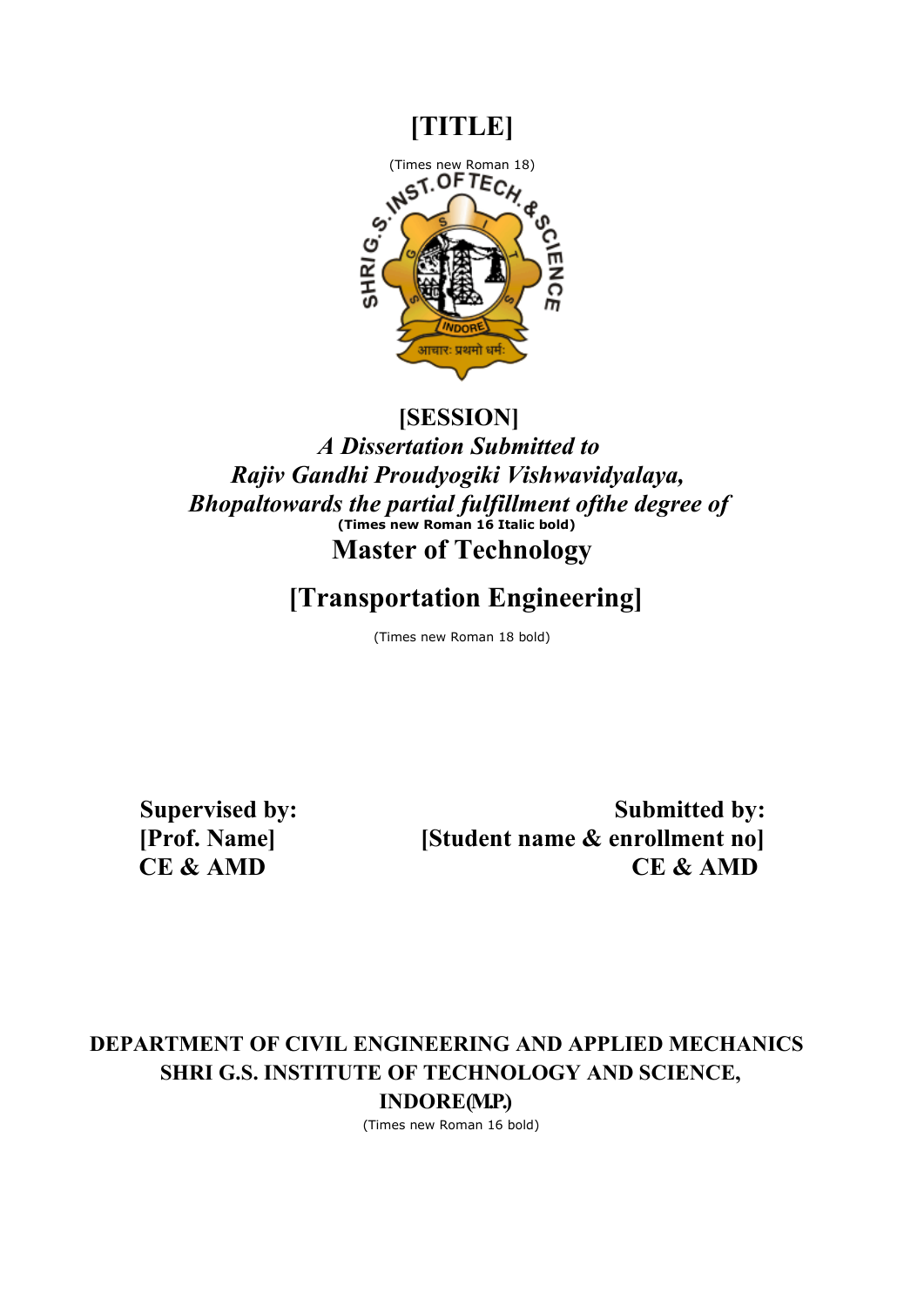# [TITLE]

(Times new Roman 18)

**[SESSION]**

***A Dissertation Submitted to***
***Rajiv Gandhi Proudyogiki Vishwavidyalaya,***
***Bhopaltowards the partial fulfillment ofthe degree of***

**(Times new Roman 16 Italic bold)**

**Master of Technology**

**[Transportation Engineering]**

(Times new Roman 18 bold)

**Supervised by:**
**[Prof. Name]**
**CE & AMD**

**Submitted by:**
**[Student name & enrollment no]**
**CE & AMD**

**DEPARTMENT OF CIVIL ENGINEERING AND APPLIED MECHANICS**
**SHRI G.S. INSTITUTE OF TECHNOLOGY AND SCIENCE,**
**INDORE(M.P.)**

(Times new Roman 16 bold)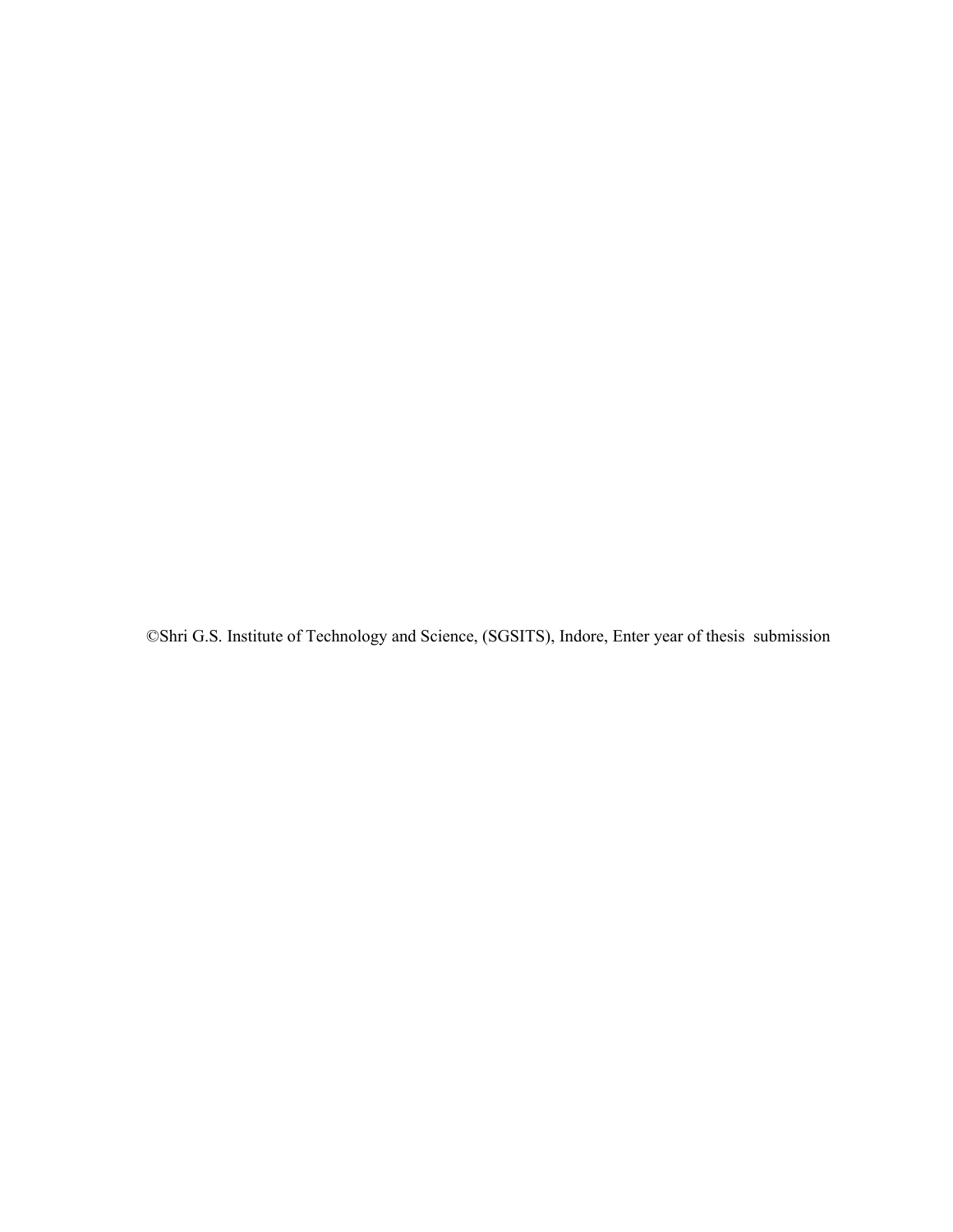©Shri G.S. Institute of Technology and Science, (SGSITS), Indore, Enter year of thesis submission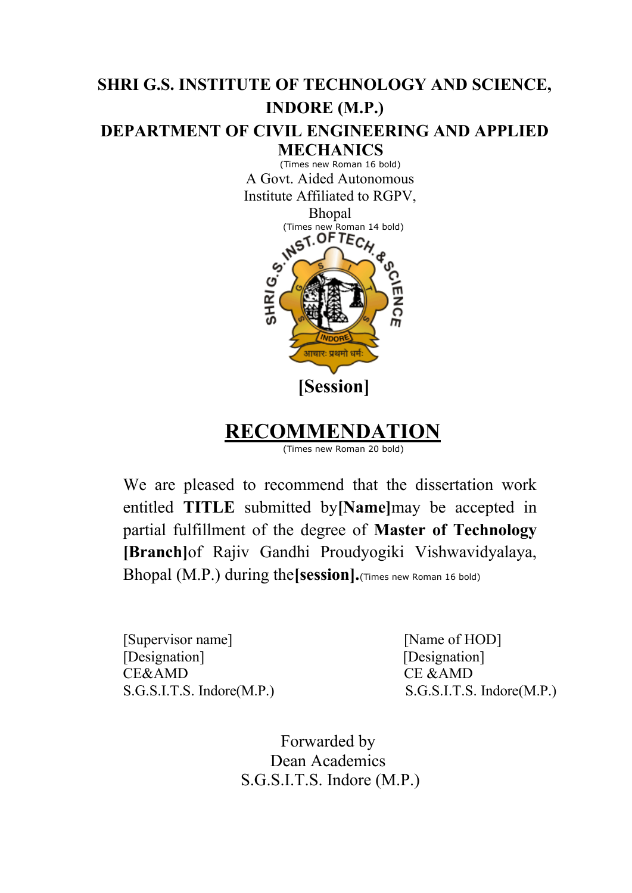**SHRI G.S. INSTITUTE OF TECHNOLOGY AND SCIENCE, INDORE (M.P.)**

**DEPARTMENT OF CIVIL ENGINEERING AND APPLIED MECHANICS**

(Times new Roman 16 bold)

A Govt. Aided Autonomous Institute Affiliated to RGPV, Bhopal

(Times new Roman 14 bold)

**[Session]**

# RECOMMENDATION

(Times new Roman 20 bold)

We are pleased to recommend that the dissertation work entitled **TITLE** submitted by**[Name]**may be accepted in partial fulfillment of the degree of **Master of Technology [Branch]**of Rajiv Gandhi Proudyogiki Vishwavidyalaya, Bhopal (M.P.) during the**[session].**(Times new Roman 16 bold)

[Supervisor name]
[Designation]
CE&AMD
S.G.S.I.T.S. Indore(M.P.)

[Name of HOD]
[Designation]
CE &AMD
S.G.S.I.T.S. Indore(M.P.)

Forwarded by
Dean Academics
S.G.S.I.T.S. Indore (M.P.)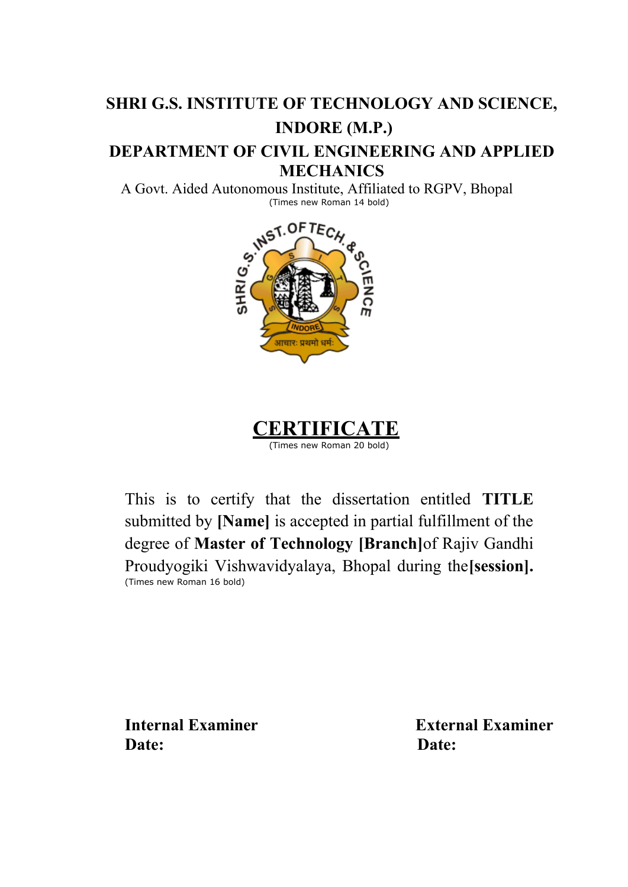**SHRI G.S. INSTITUTE OF TECHNOLOGY AND SCIENCE, INDORE (M.P.)**

**DEPARTMENT OF CIVIL ENGINEERING AND APPLIED MECHANICS**

A Govt. Aided Autonomous Institute, Affiliated to RGPV, Bhopal

(Times new Roman 14 bold)

# CERTIFICATE

(Times new Roman 20 bold)

This is to certify that the dissertation entitled **TITLE** submitted by **[Name]** is accepted in partial fulfillment of the degree of **Master of Technology [Branch]**of Rajiv Gandhi Proudyogiki Vishwavidyalaya, Bhopal during the**[session].**

(Times new Roman 16 bold)

**Internal Examiner**
**Date:**

**External Examiner**
**Date:**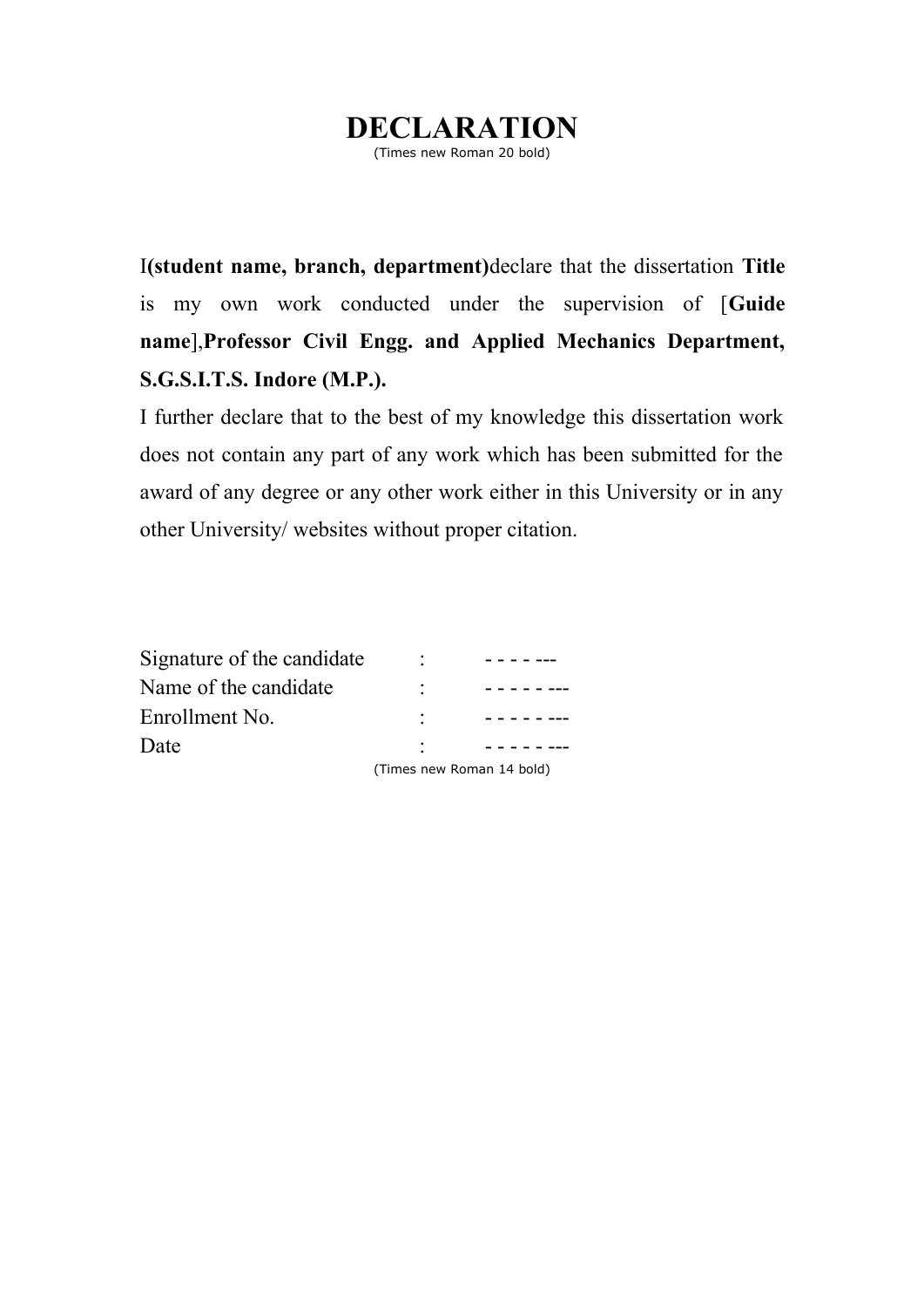# DECLARATION

(Times new Roman 20 bold)

I**(student name, branch, department)**declare that the dissertation **Title** is my own work conducted under the supervision of [**Guide name**],**Professor Civil Engg. and Applied Mechanics Department, S.G.S.I.T.S. Indore (M.P.).**

I further declare that to the best of my knowledge this dissertation work does not contain any part of any work which has been submitted for the award of any degree or any other work either in this University or in any other University/ websites without proper citation.

Signature of the candidate : - - - - ---

Name of the candidate : - - - - - ---

Enrollment No. : - - - - - ---

Date : - - - - - ---

(Times new Roman 14 bold)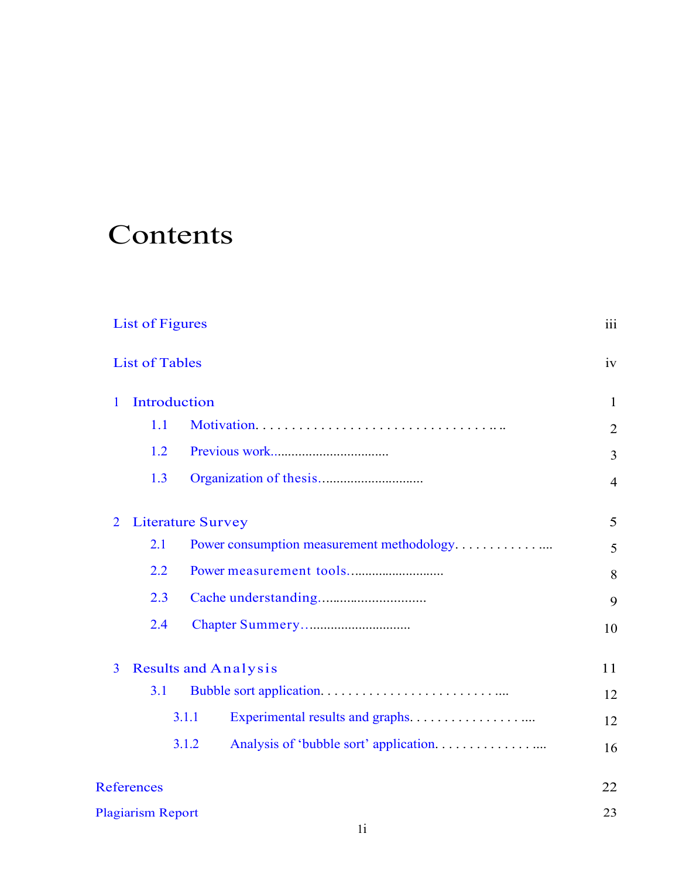# Contents

| | |
|---|---|
| List of Figures | iii |
| List of Tables | iv |
| 1 Introduction | 1 |
| 1.1 Motivation | 2 |
| 1.2 Previous work | 3 |
| 1.3 Organization of thesis | 4 |
| 2 Literature Survey | 5 |
| 2.1 Power consumption measurement methodology | 5 |
| 2.2 Power measurement tools | 8 |
| 2.3 Cache understanding | 9 |
| 2.4 Chapter Summery | 10 |
| 3 Results and Analysis | 11 |
| 3.1 Bubble sort application | 12 |
| 3.1.1 Experimental results and graphs | 12 |
| 3.1.2 Analysis of 'bubble sort' application | 16 |
| References | 22 |
| Plagiarism Report | 23 |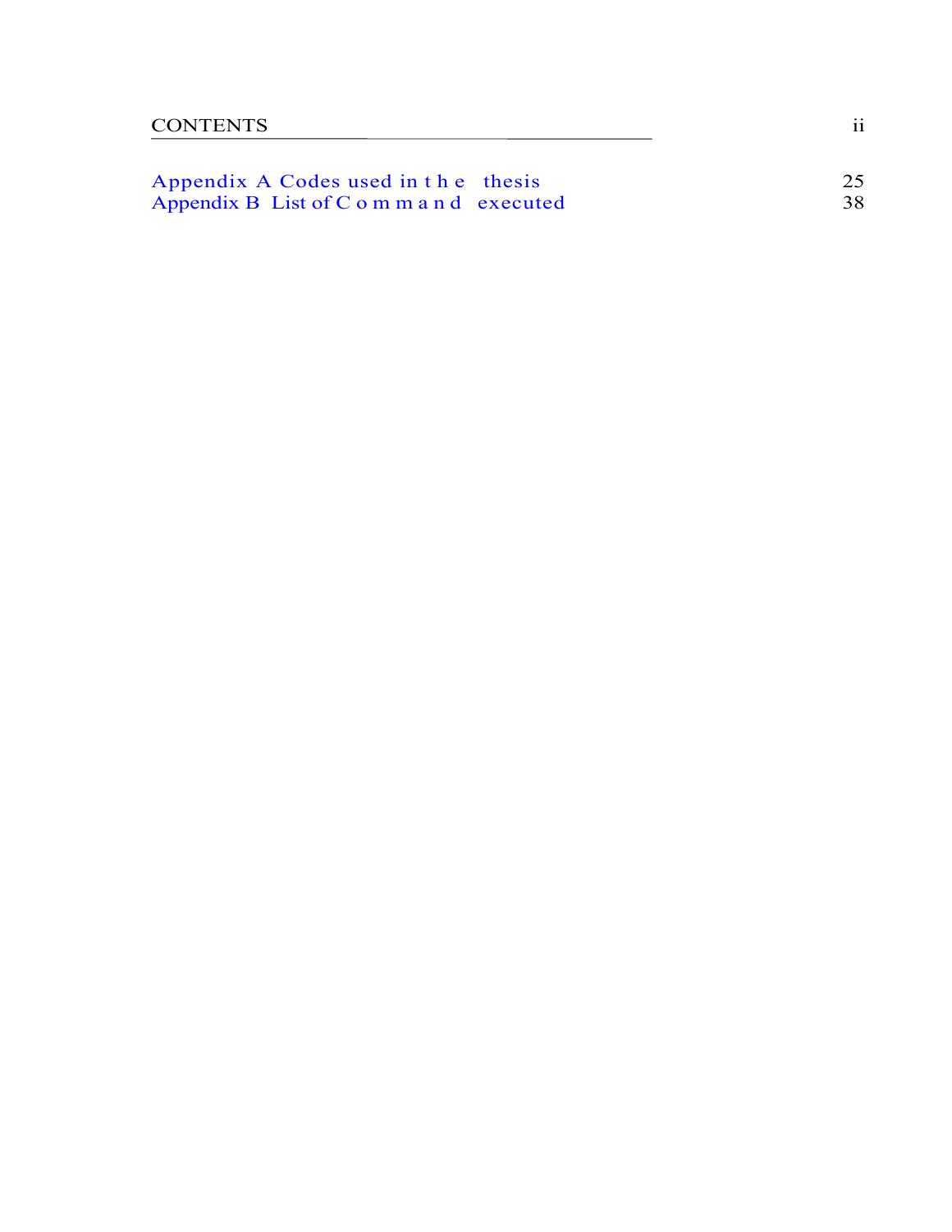| | |
|---|---|
| Appendix A Codes used in the thesis | 25 |
| Appendix B List of Command executed | 38 |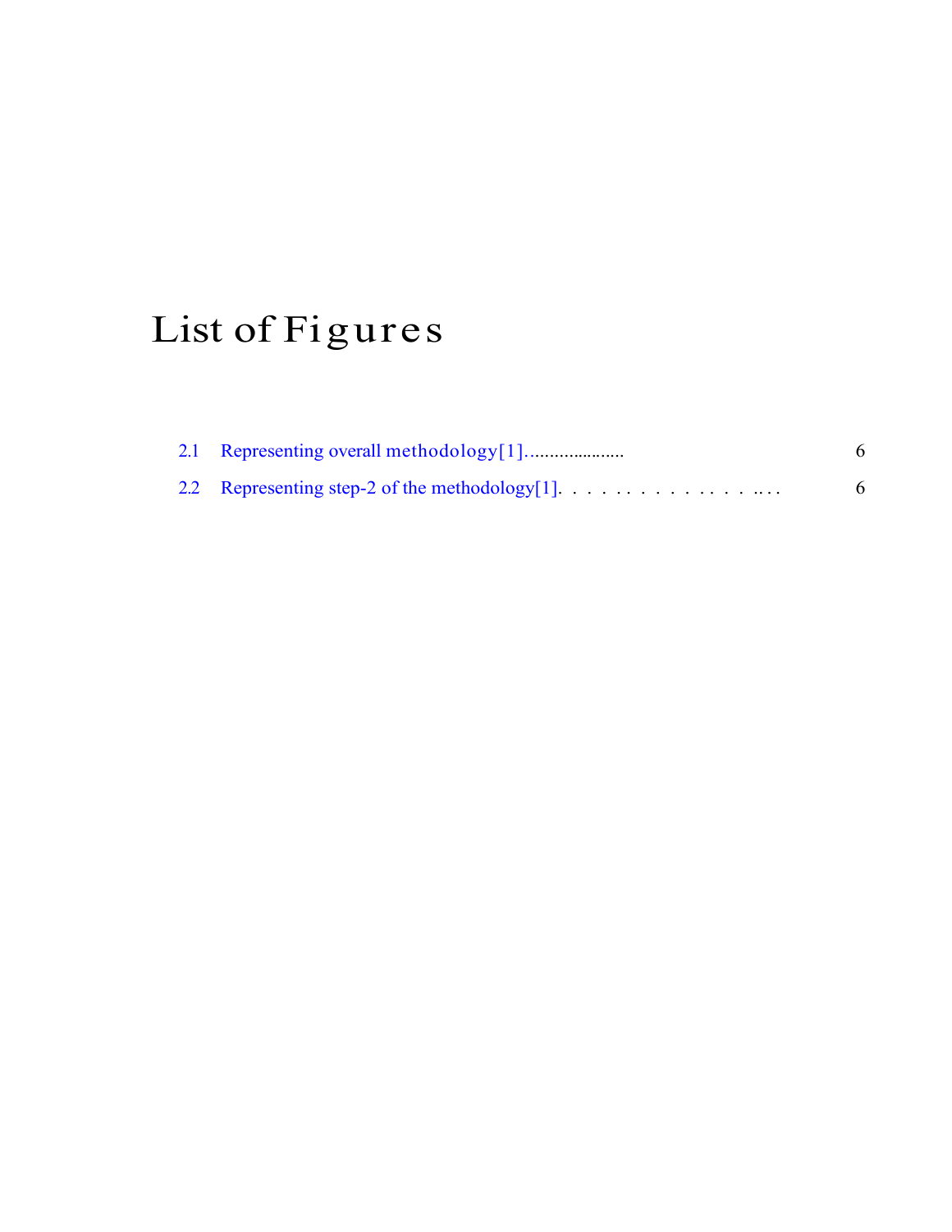# List of Figures

2.1 Representing overall methodology[1]. . . . . . . . . . . . . . . . . . . . 6

2.2 Representing step-2 of the methodology[1]. . . . . . . . . . . . . . . . . . . 6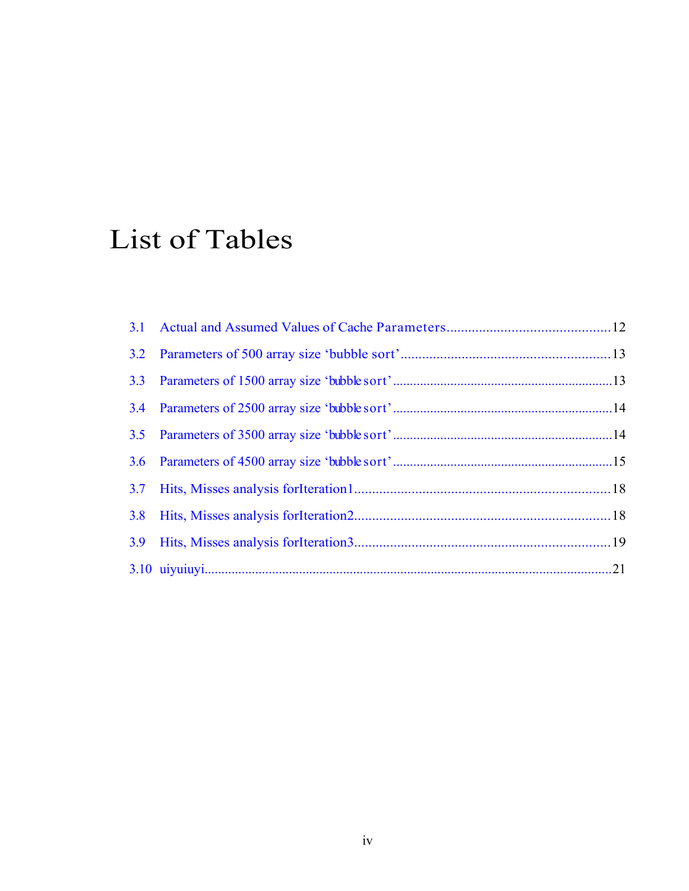# List of Tables

3.1 Actual and Assumed Values of Cache Parameters............................................12

3.2 Parameters of 500 array size ‘bubble sort’..........................................................13

3.3 Parameters of 1500 array size ‘bubble sort’................................................................13

3.4 Parameters of 2500 array size ‘bubble sort’................................................................14

3.5 Parameters of 3500 array size ‘bubble sort’................................................................14

3.6 Parameters of 4500 array size ‘bubble sort’................................................................15

3.7 Hits, Misses analysis forIteration1.......................................................................18

3.8 Hits, Misses analysis forIteration2.......................................................................18

3.9 Hits, Misses analysis forIteration3.......................................................................19

3.10 uiyuiuyi......................................................................................................................21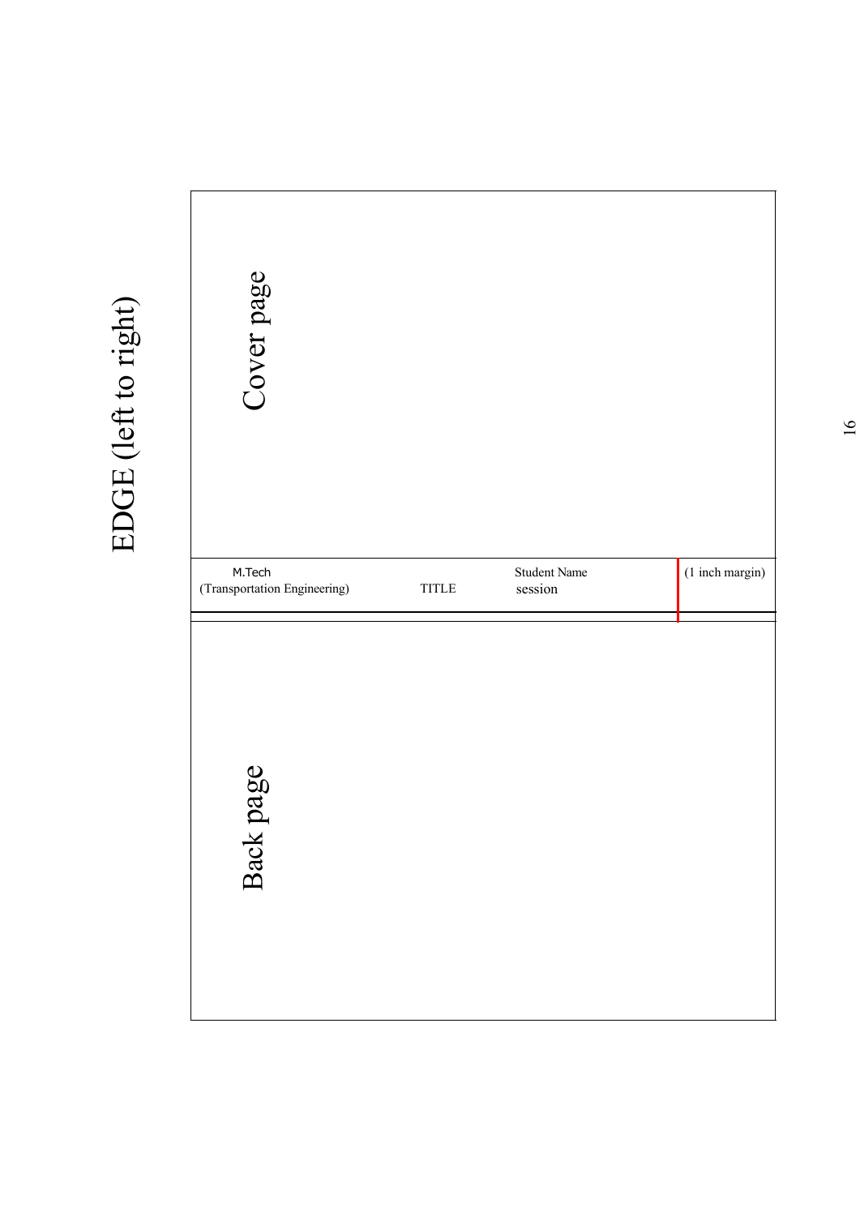EDGE (left to right)

Cover page

| M.Tech (Transportation Engineering) | TITLE | Student Name session | (1 inch margin) |
| --- | --- | --- | --- |

Back page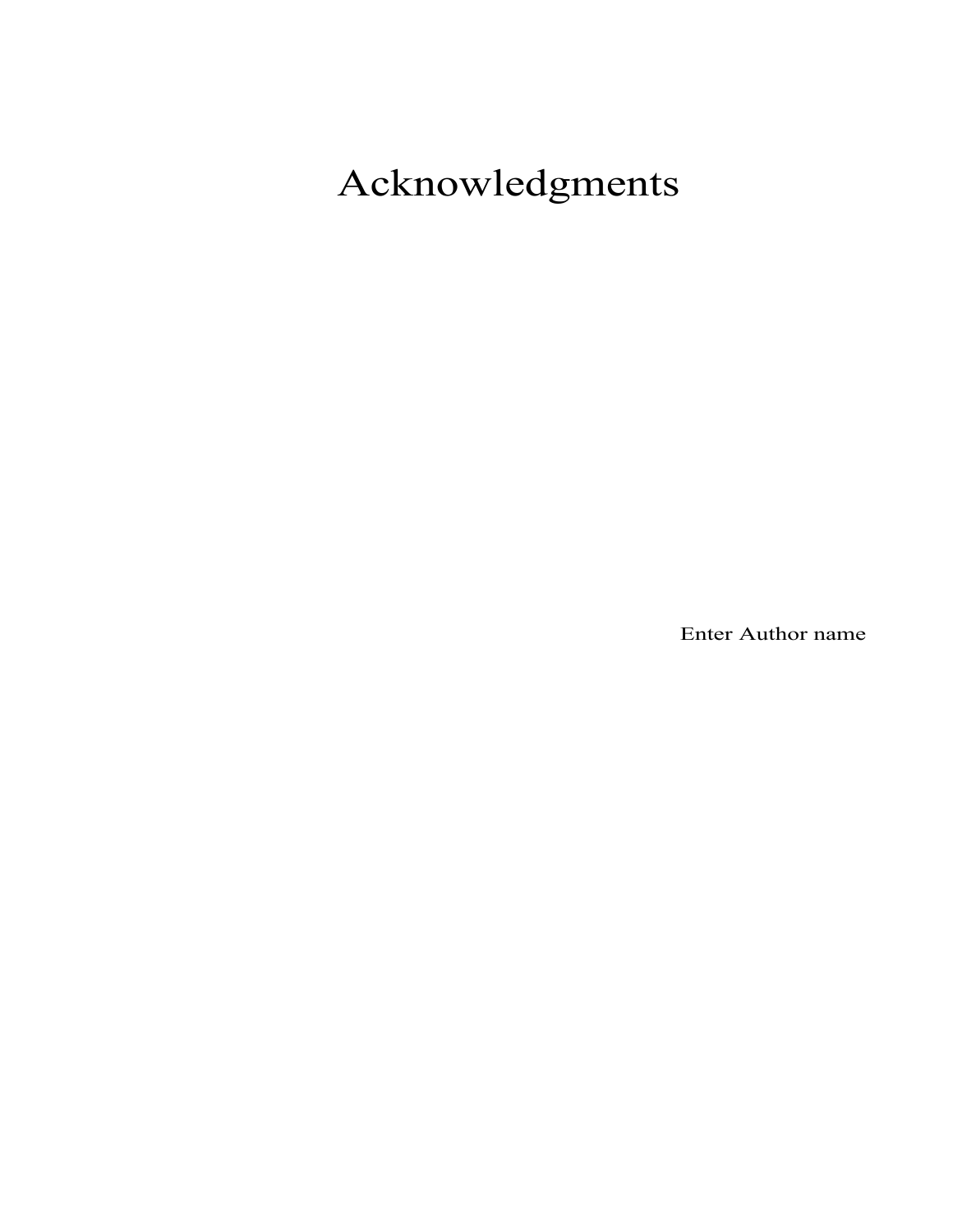# Acknowledgments

Enter Author name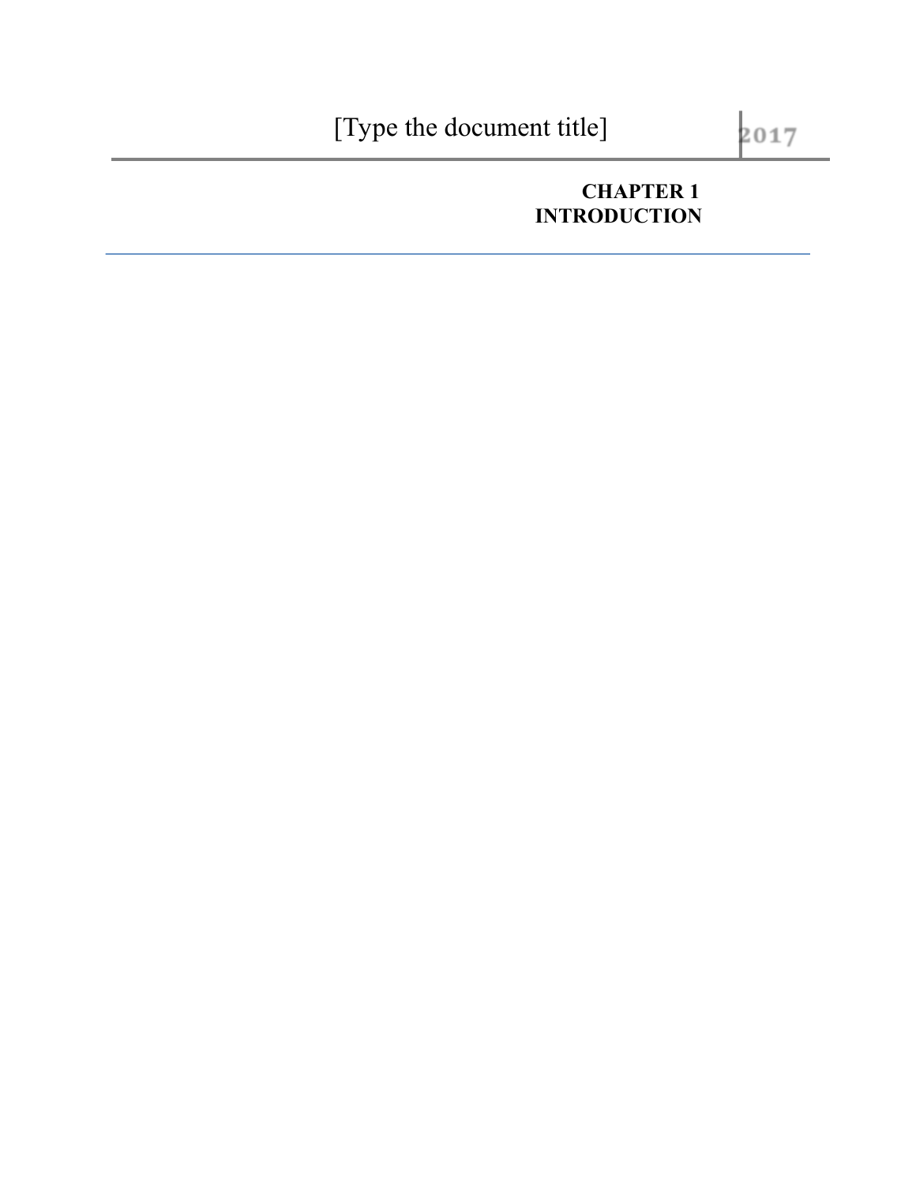# CHAPTER 1
# INTRODUCTION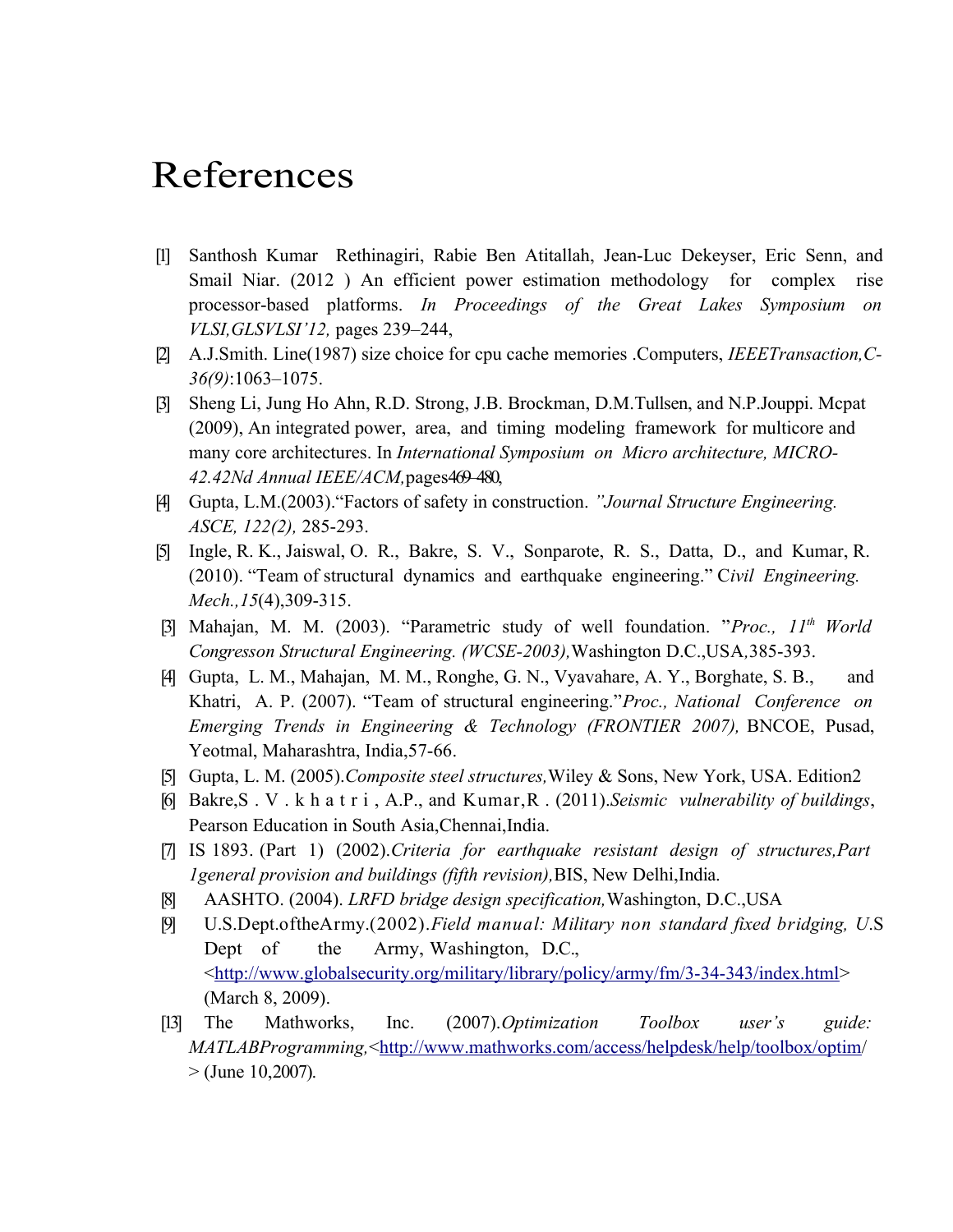# References

[1] Santhosh Kumar Rethinagiri, Rabie Ben Atitallah, Jean-Luc Dekeyser, Eric Senn, and Smail Niar. (2012 ) An efficient power estimation methodology for complex rise processor-based platforms. *In Proceedings of the Great Lakes Symposium on VLSI,GLSVLSI'12,* pages 239–244,

[2] A.J.Smith. Line(1987) size choice for cpu cache memories .Computers, *IEEETransaction,C-36(9)*:1063–1075.

[3] Sheng Li, Jung Ho Ahn, R.D. Strong, J.B. Brockman, D.M.Tullsen, and N.P.Jouppi. Mcpat (2009), An integrated power, area, and timing modeling framework for multicore and many core architectures. In *International Symposium on Micro architecture, MICRO-42.42Nd Annual IEEE/ACM,*pages469–480,

[4] Gupta, L.M.(2003)."Factors of safety in construction. *"Journal Structure Engineering. ASCE, 122(2),* 285-293.

[5] Ingle, R. K., Jaiswal, O. R., Bakre, S. V., Sonparote, R. S., Datta, D., and Kumar, R. (2010). "Team of structural dynamics and earthquake engineering." C*ivil Engineering. Mech.,15*(4),309-315.

[3] Mahajan, M. M. (2003). "Parametric study of well foundation. "*Proc., 11th World Congresson Structural Engineering. (WCSE-2003),*Washington D.C.,USA,385-393.

[4] Gupta, L. M., Mahajan, M. M., Ronghe, G. N., Vyavahare, A. Y., Borghate, S. B., and Khatri, A. P. (2007). "Team of structural engineering."*Proc., National Conference on Emerging Trends in Engineering & Technology (FRONTIER 2007),* BNCOE, Pusad, Yeotmal, Maharashtra, India,57-66.

[5] Gupta, L. M. (2005).*Composite steel structures,*Wiley & Sons, New York, USA. Edition2

[6] Bakre,S . V . k h a t r i , A.P., and Kumar,R . (2011).*Seismic vulnerability of buildings*, Pearson Education in South Asia,Chennai,India.

[7] IS 1893. (Part 1) (2002).*Criteria for earthquake resistant design of structures,Part 1general provision and buildings (fifth revision),*BIS, New Delhi,India.

[8] AASHTO. (2004). *LRFD bridge design specification,*Washington, D.C.,USA

[9] U.S.Dept.oftheArmy.(2002).*Field manual: Military non standard fixed bridging, U.*S Dept of the Army, Washington, D.C., <http://www.globalsecurity.org/military/library/policy/army/fm/3-34-343/index.html> (March 8, 2009).

[13] The Mathworks, Inc. (2007).*Optimization Toolbox user's guide: MATLABProgramming,*<http://www.mathworks.com/access/helpdesk/help/toolbox/optim/> (June 10,2007).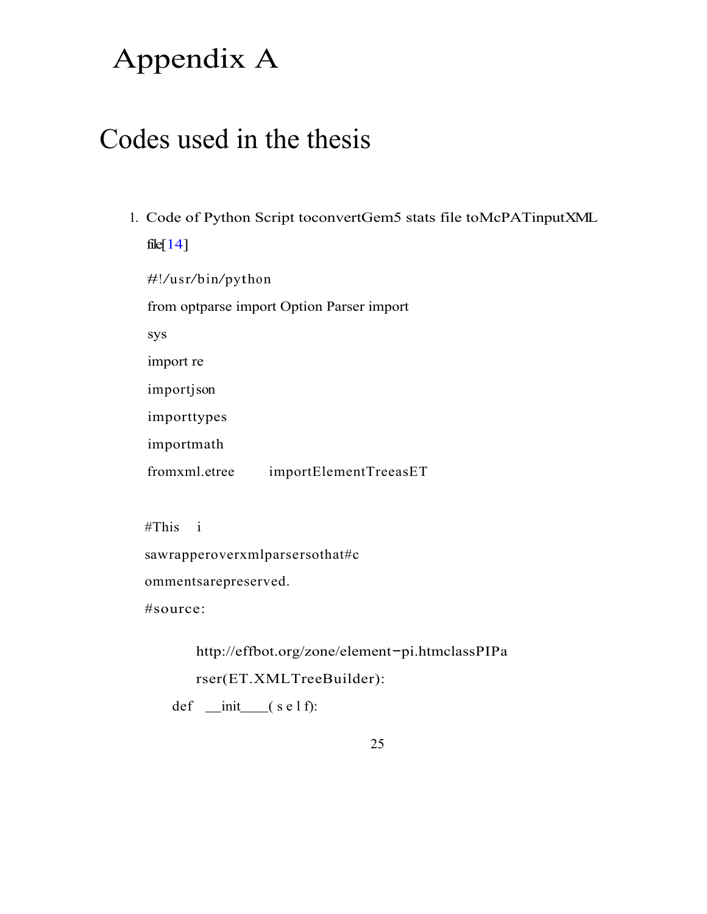# Appendix A

## Codes used in the thesis

1. Code of Python Script toconvertGem5 stats file toMcPATinputXML file[14]

```
#!/usr/bin/python
from optparse import Option Parser import
sys
import re
importjson
importtypes
importmath
fromxml.etree     importElementTreeasET

#This   i
sawrapperoverxmlparsersothat#c
ommentsarepreserved.
#source:

        http://effbot.org/zone/element−pi.htmclassPIPa
        rser(ET.XMLTreeBuilder):
    def  __init____( s e l f):
```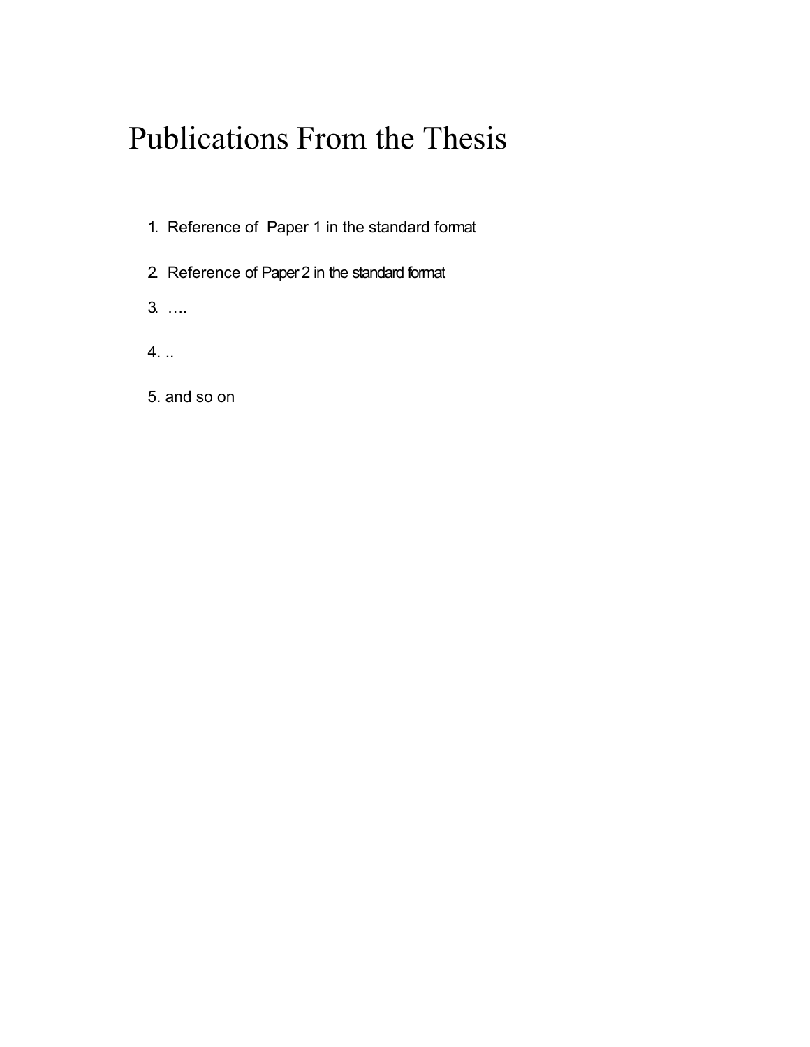# Publications From the Thesis

1. Reference of Paper 1 in the standard format
2. Reference of Paper 2 in the standard format
3. ….
4. ..
5. and so on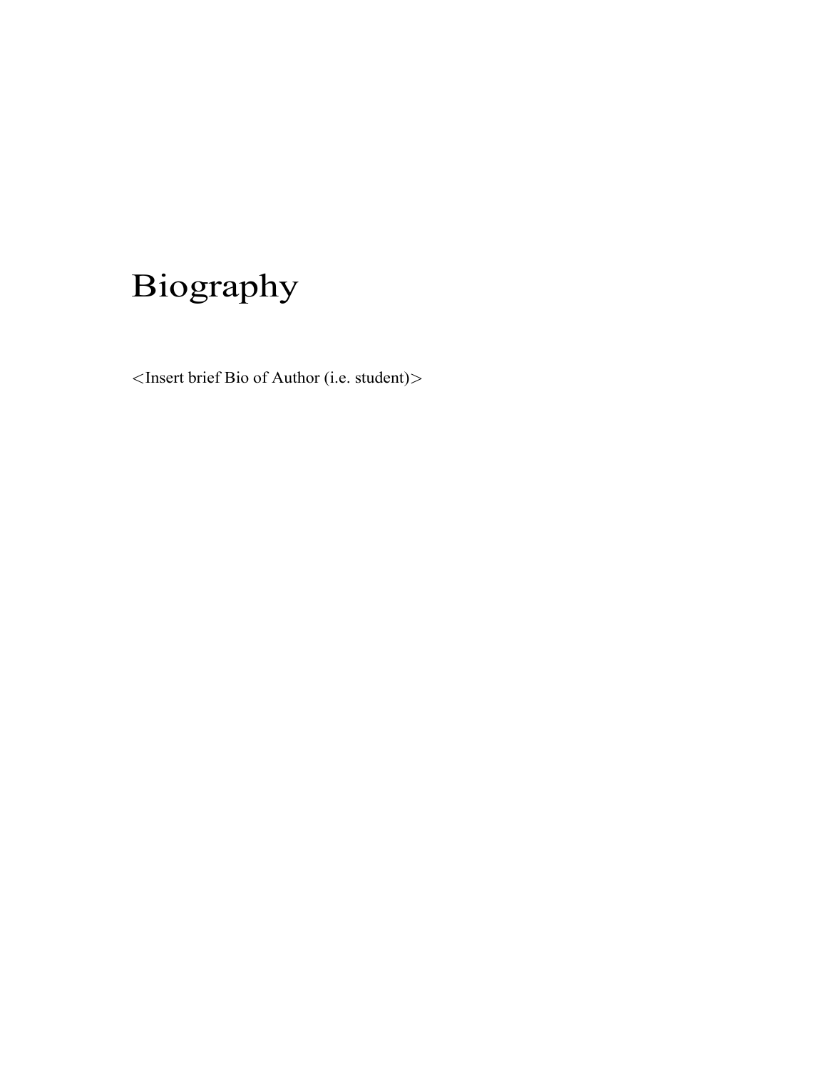# Biography

<Insert brief Bio of Author (i.e. student)>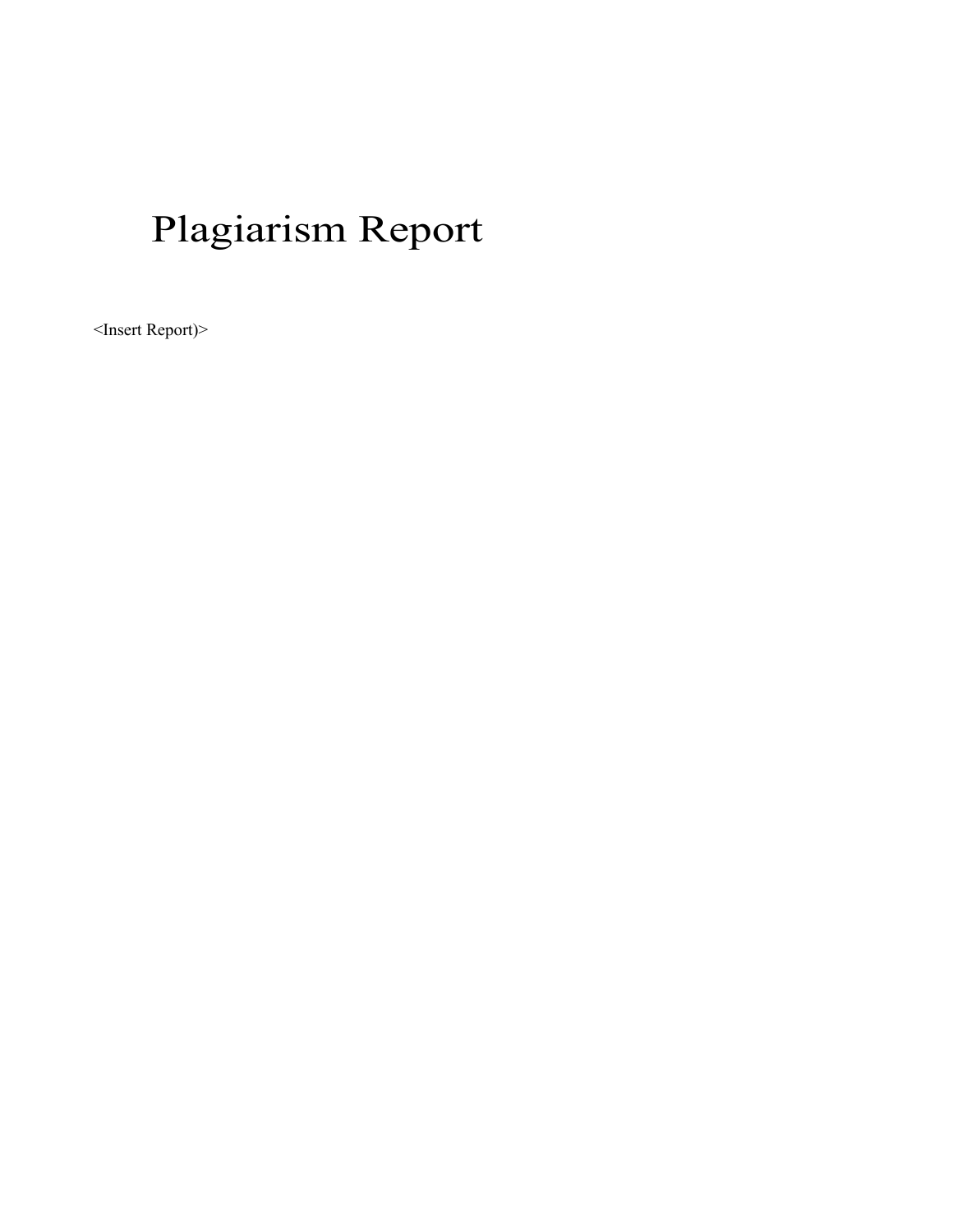# Plagiarism Report

<Insert Report)>